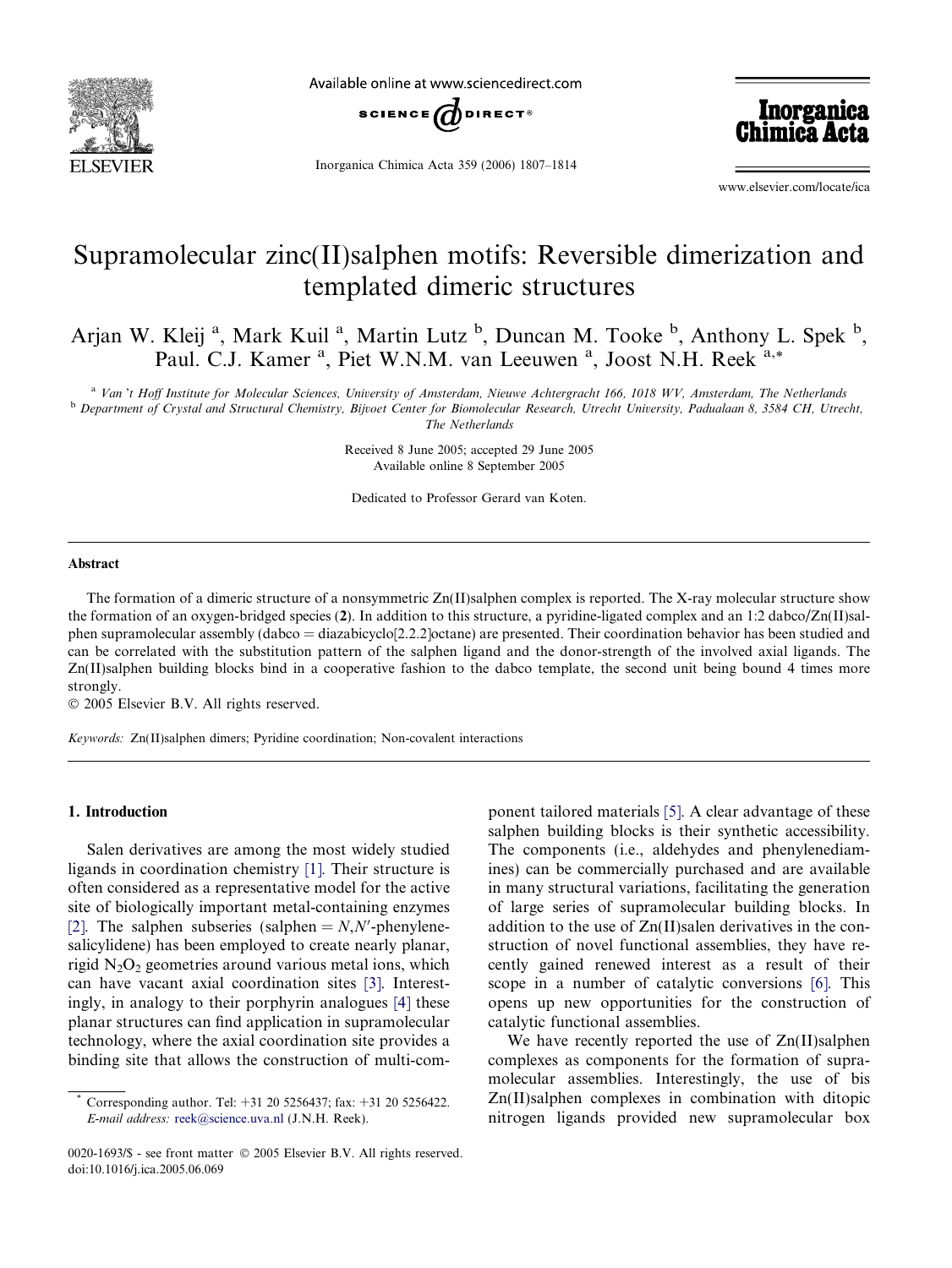# Supramolecular zinc(II)salphen motifs: Reversible dimerization and templated dimeric structures

Arjan W. Kleij [a], Mark Kuil [a], Martin Lutz [b], Duncan M. Tooke [b], Anthony L. Spek [b], Paul. C.J. Kamer [a], Piet W.N.M. van Leeuwen [a], Joost N.H. Reek [a,*]

[a] Van 't Hoff Institute for Molecular Sciences, University of Amsterdam, Nieuwe Achtergracht 166, 1018 WV, Amsterdam, The Netherlands

[b] Department of Crystal and Structural Chemistry, Bijvoet Center for Biomolecular Research, Utrecht University, Padualaan 8, 3584 CH, Utrecht, The Netherlands

Received 8 June 2005; accepted 29 June 2005

Available online 8 September 2005

Dedicated to Professor Gerard van Koten.

## Abstract

The formation of a dimeric structure of a nonsymmetric Zn(II)salphen complex is reported. The X-ray molecular structure show the formation of an oxygen-bridged species (**2**). In addition to this structure, a pyridine-ligated complex and an 1:2 dabco/Zn(II)salphen supramolecular assembly (dabco = diazabicyclo[2.2.2]octane) are presented. Their coordination behavior has been studied and can be correlated with the substitution pattern of the salphen ligand and the donor-strength of the involved axial ligands. The Zn(II)salphen building blocks bind in a cooperative fashion to the dabco template, the second unit being bound 4 times more strongly.

© 2005 Elsevier B.V. All rights reserved.

*Keywords:* Zn(II)salphen dimers; Pyridine coordination; Non-covalent interactions

## 1. Introduction

Salen derivatives are among the most widely studied ligands in coordination chemistry [1]. Their structure is often considered as a representative model for the active site of biologically important metal-containing enzymes [2]. The salphen subseries (salphen = *N*,*N*′-phenylene-salicylidene) has been employed to create nearly planar, rigid $N_2O_2$ geometries around various metal ions, which can have vacant axial coordination sites [3]. Interestingly, in analogy to their porphyrin analogues [4] these planar structures can find application in supramolecular technology, where the axial coordination site provides a binding site that allows the construction of multi-component tailored materials [5]. A clear advantage of these salphen building blocks is their synthetic accessibility. The components (i.e., aldehydes and phenylenediamines) can be commercially purchased and are available in many structural variations, facilitating the generation of large series of supramolecular building blocks. In addition to the use of Zn(II)salen derivatives in the construction of novel functional assemblies, they have recently gained renewed interest as a result of their scope in a number of catalytic conversions [6]. This opens up new opportunities for the construction of catalytic functional assemblies.

We have recently reported the use of Zn(II)salphen complexes as components for the formation of supramolecular assemblies. Interestingly, the use of bis Zn(II)salphen complexes in combination with ditopic nitrogen ligands provided new supramolecular box

\* Corresponding author. Tel: +31 20 5256437; fax: +31 20 5256422. *E-mail address:* reek@science.uva.nl (J.N.H. Reek).

0020-1693/$ - see front matter © 2005 Elsevier B.V. All rights reserved.
doi:10.1016/j.ica.2005.06.069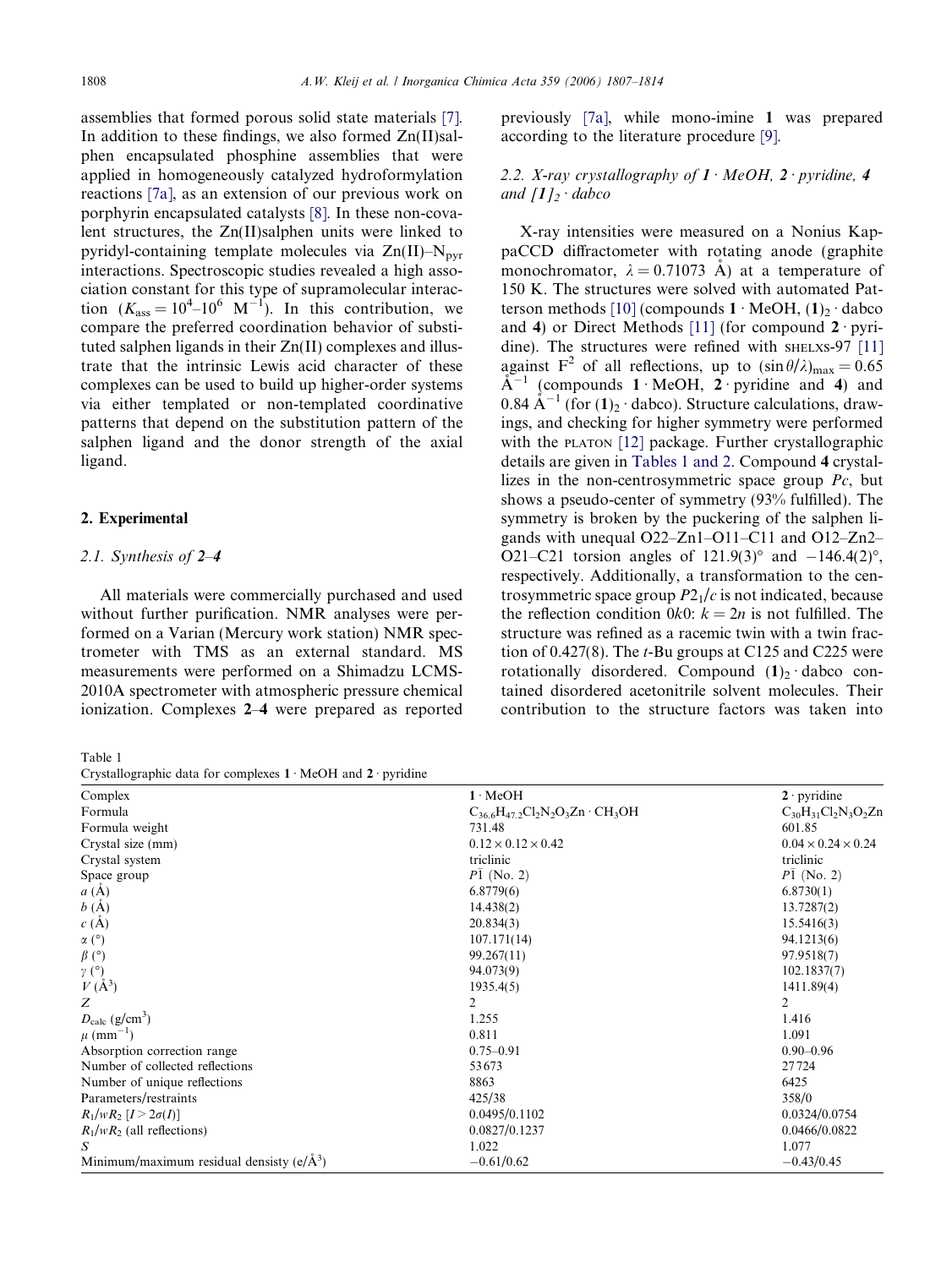assemblies that formed porous solid state materials [7]. In addition to these findings, we also formed Zn(II)salphen encapsulated phosphine assemblies that were applied in homogeneously catalyzed hydroformylation reactions [7a], as an extension of our previous work on porphyrin encapsulated catalysts [8]. In these non-covalent structures, the Zn(II)salphen units were linked to pyridyl-containing template molecules via Zn(II)–$N_{pyr}$ interactions. Spectroscopic studies revealed a high association constant for this type of supramolecular interaction ($K_{ass} = 10^4$–$10^6$ $M^{-1}$). In this contribution, we compare the preferred coordination behavior of substituted salphen ligands in their Zn(II) complexes and illustrate that the intrinsic Lewis acid character of these complexes can be used to build up higher-order systems via either templated or non-templated coordinative patterns that depend on the substitution pattern of the salphen ligand and the donor strength of the axial ligand.

## 2. Experimental

### 2.1. Synthesis of 2–4

All materials were commercially purchased and used without further purification. NMR analyses were performed on a Varian (Mercury work station) NMR spectrometer with TMS as an external standard. MS measurements were performed on a Shimadzu LCMS-2010A spectrometer with atmospheric pressure chemical ionization. Complexes **2**–**4** were prepared as reported previously [7a], while mono-imine **1** was prepared according to the literature procedure [9].

### 2.2. X-ray crystallography of 1 · MeOH, 2 · pyridine, 4 and $[1]_2$ · dabco

X-ray intensities were measured on a Nonius KappaCCD diffractometer with rotating anode (graphite monochromator, $\lambda = 0.71073$ Å) at a temperature of 150 K. The structures were solved with automated Patterson methods [10] (compounds **1** · MeOH, $(\mathbf{1})_2$ · dabco and **4**) or Direct Methods [11] (for compound **2** · pyridine). The structures were refined with SHELXS-97 [11] against $F^2$ of all reflections, up to $(\sin\theta/\lambda)_{max} = 0.65$ Å$^{-1}$ (compounds **1** · MeOH, **2** · pyridine and **4**) and 0.84 Å$^{-1}$ (for $(\mathbf{1})_2$ · dabco). Structure calculations, drawings, and checking for higher symmetry were performed with the PLATON [12] package. Further crystallographic details are given in Tables 1 and 2. Compound **4** crystallizes in the non-centrosymmetric space group $Pc$, but shows a pseudo-center of symmetry (93% fulfilled). The symmetry is broken by the puckering of the salphen ligands with unequal O22–Zn1–O11–C11 and O12–Zn2–O21–C21 torsion angles of 121.9(3)° and −146.4(2)°, respectively. Additionally, a transformation to the centrosymmetric space group $P2_1/c$ is not indicated, because the reflection condition $0k0$: $k = 2n$ is not fulfilled. The structure was refined as a racemic twin with a twin fraction of 0.427(8). The $t$-Bu groups at C125 and C225 were rotationally disordered. Compound $(\mathbf{1})_2$ · dabco contained disordered acetonitrile solvent molecules. Their contribution to the structure factors was taken into

Table 1
Crystallographic data for complexes **1** · MeOH and **2** · pyridine

| Complex | **1** · MeOH | **2** · pyridine |
|---|---|---|
| Formula | $C_{36.6}H_{47.2}Cl_2N_2O_3Zn \cdot CH_3OH$ | $C_{30}H_{31}Cl_2N_3O_2Zn$ |
| Formula weight | 731.48 | 601.85 |
| Crystal size (mm) | 0.12 × 0.12 × 0.42 | 0.04 × 0.24 × 0.24 |
| Crystal system | triclinic | triclinic |
| Space group | $P\bar{1}$ (No. 2) | $P\bar{1}$ (No. 2) |
| $a$ (Å) | 6.8779(6) | 6.8730(1) |
| $b$ (Å) | 14.438(2) | 13.7287(2) |
| $c$ (Å) | 20.834(3) | 15.5416(3) |
| $\alpha$ (°) | 107.171(14) | 94.1213(6) |
| $\beta$ (°) | 99.267(11) | 97.9518(7) |
| $\gamma$ (°) | 94.073(9) | 102.1837(7) |
| $V$ (Å$^3$) | 1935.4(5) | 1411.89(4) |
| $Z$ | 2 | 2 |
| $D_{calc}$ (g/cm$^3$) | 1.255 | 1.416 |
| $\mu$ (mm$^{-1}$) | 0.811 | 1.091 |
| Absorption correction range | 0.75–0.91 | 0.90–0.96 |
| Number of collected reflections | 53673 | 27724 |
| Number of unique reflections | 8863 | 6425 |
| Parameters/restraints | 425/38 | 358/0 |
| $R_1$/$wR_2$ [$I > 2\sigma(I)$] | 0.0495/0.1102 | 0.0324/0.0754 |
| $R_1$/$wR_2$ (all reflections) | 0.0827/0.1237 | 0.0466/0.0822 |
| $S$ | 1.022 | 1.077 |
| Minimum/maximum residual densisty (e/Å$^3$) | −0.61/0.62 | −0.43/0.45 |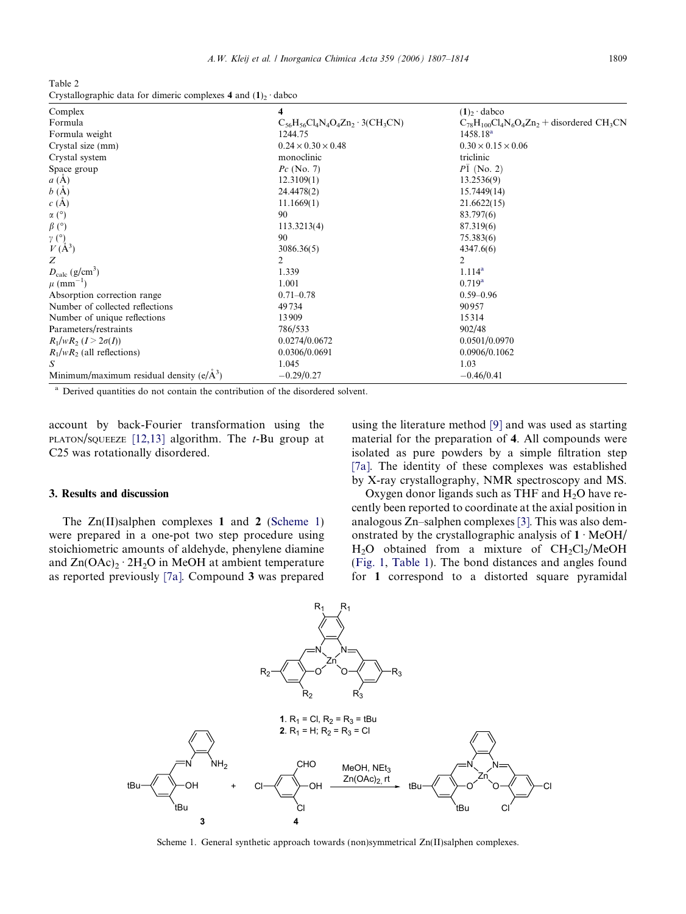Table 2
Crystallographic data for dimeric complexes **4** and $(\mathbf{1})_2 \cdot$ dabco

| Complex | **4** | $(\mathbf{1})_2 \cdot$ dabco |
| --- | --- | --- |
| Formula | $C_{56}H_{56}Cl_4N_4O_4Zn_2 \cdot 3(CH_3CN)$ | $C_{78}H_{100}Cl_4N_6O_4Zn_2$ + disordered $CH_3CN$ |
| Formula weight | 1244.75 | 1458.18[a] |
| Crystal size (mm) | 0.24 × 0.30 × 0.48 | 0.30 × 0.15 × 0.06 |
| Crystal system | monoclinic | triclinic |
| Space group | *Pc* (No. 7) | $P\bar{1}$ (No. 2) |
| *a* (Å) | 12.3109(1) | 13.2536(9) |
| *b* (Å) | 24.4478(2) | 15.7449(14) |
| *c* (Å) | 11.1669(1) | 21.6622(15) |
| α (°) | 90 | 83.797(6) |
| β (°) | 113.3213(4) | 87.319(6) |
| γ (°) | 90 | 75.383(6) |
| *V* (Å$^3$) | 3086.36(5) | 4347.6(6) |
| *Z* | 2 | 2 |
| $D_{calc}$ (g/cm$^3$) | 1.339 | 1.114[a] |
| μ (mm$^{-1}$) | 1.001 | 0.719[a] |
| Absorption correction range | 0.71–0.78 | 0.59–0.96 |
| Number of collected reflections | 49734 | 90957 |
| Number of unique reflections | 13909 | 15314 |
| Parameters/restraints | 786/533 | 902/48 |
| $R_1/wR_2$ ($I > 2\sigma(I)$) | 0.0274/0.0672 | 0.0501/0.0970 |
| $R_1/wR_2$ (all reflections) | 0.0306/0.0691 | 0.0906/0.1062 |
| *S* | 1.045 | 1.03 |
| Minimum/maximum residual density (e/Å$^3$) | −0.29/0.27 | −0.46/0.41 |

[a] Derived quantities do not contain the contribution of the disordered solvent.

account by back-Fourier transformation using the PLATON/SQUEEZE [12,13] algorithm. The *t*-Bu group at C25 was rotationally disordered.

## 3. Results and discussion

The Zn(II)salphen complexes **1** and **2** (Scheme 1) were prepared in a one-pot two step procedure using stoichiometric amounts of aldehyde, phenylene diamine and $Zn(OAc)_2 \cdot 2H_2O$ in MeOH at ambient temperature as reported previously [7a]. Compound **3** was prepared using the literature method [9] and was used as starting material for the preparation of **4**. All compounds were isolated as pure powders by a simple filtration step [7a]. The identity of these complexes was established by X-ray crystallography, NMR spectroscopy and MS.

Oxygen donor ligands such as THF and $H_2O$ have recently been reported to coordinate at the axial position in analogous Zn–salphen complexes [3]. This was also demonstrated by the crystallographic analysis of **1** · MeOH/$H_2O$ obtained from a mixture of $CH_2Cl_2$/MeOH (Fig. 1, Table 1). The bond distances and angles found for **1** correspond to a distorted square pyramidal

**1**. $R_1$ = Cl, $R_2$ = $R_3$ = tBu
**2**. $R_1$ = H; $R_2$ = $R_3$ = Cl

Scheme 1. General synthetic approach towards (non)symmetrical Zn(II)salphen complexes.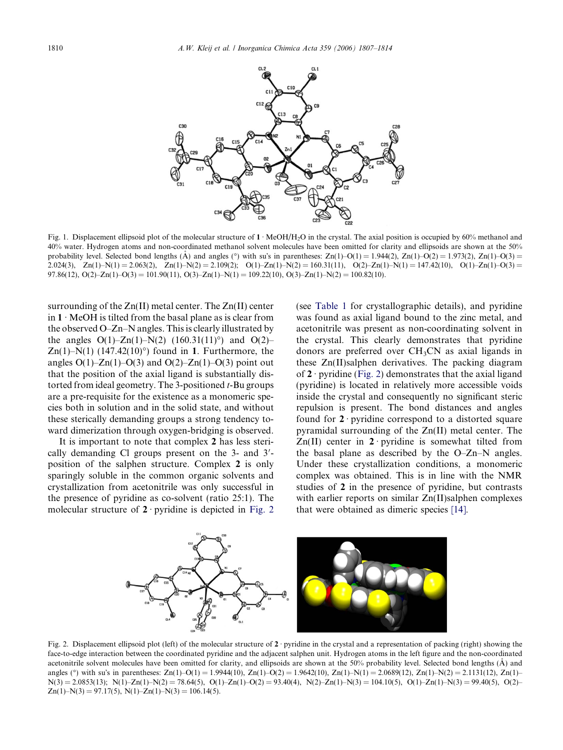Fig. 1. Displacement ellipsoid plot of the molecular structure of **1** · MeOH/$H_2O$ in the crystal. The axial position is occupied by 60% methanol and 40% water. Hydrogen atoms and non-coordinated methanol solvent molecules have been omitted for clarity and ellipsoids are shown at the 50% probability level. Selected bond lengths (Å) and angles (°) with su's in parentheses: Zn(1)–O(1) = 1.944(2), Zn(1)–O(2) = 1.973(2), Zn(1)–O(3) = 2.024(3), Zn(1)–N(1) = 2.063(2), Zn(1)–N(2) = 2.109(2); O(1)–Zn(1)–N(2) = 160.31(11), O(2)–Zn(1)–N(1) = 147.42(10), O(1)–Zn(1)–O(3) = 97.86(12), O(2)–Zn(1)–O(3) = 101.90(11), O(3)–Zn(1)–N(1) = 109.22(10), O(3)–Zn(1)–N(2) = 100.82(10).

surrounding of the Zn(II) metal center. The Zn(II) center in **1** · MeOH is tilted from the basal plane as is clear from the observed O–Zn–N angles. This is clearly illustrated by the angles O(1)–Zn(1)–N(2) (160.31(11)°) and O(2)–Zn(1)–N(1) (147.42(10)°) found in **1**. Furthermore, the angles O(1)–Zn(1)–O(3) and O(2)–Zn(1)–O(3) point out that the position of the axial ligand is substantially distorted from ideal geometry. The 3-positioned *t*-Bu groups are a pre-requisite for the existence as a monomeric species both in solution and in the solid state, and without these sterically demanding groups a strong tendency toward dimerization through oxygen-bridging is observed.

It is important to note that complex **2** has less sterically demanding Cl groups present on the 3- and 3′-position of the salphen structure. Complex **2** is only sparingly soluble in the common organic solvents and crystallization from acetonitrile was only successful in the presence of pyridine as co-solvent (ratio 25:1). The molecular structure of **2** · pyridine is depicted in Fig. 2 (see Table 1 for crystallographic details), and pyridine was found as axial ligand bound to the zinc metal, and acetonitrile was present as non-coordinating solvent in the crystal. This clearly demonstrates that pyridine donors are preferred over $CH_3CN$ as axial ligands in these Zn(II)salphen derivatives. The packing diagram of **2** · pyridine (Fig. 2) demonstrates that the axial ligand (pyridine) is located in relatively more accessible voids inside the crystal and consequently no significant steric repulsion is present. The bond distances and angles found for **2** · pyridine correspond to a distorted square pyramidal surrounding of the Zn(II) metal center. The Zn(II) center in **2** · pyridine is somewhat tilted from the basal plane as described by the O–Zn–N angles. Under these crystallization conditions, a monomeric complex was obtained. This is in line with the NMR studies of **2** in the presence of pyridine, but contrasts with earlier reports on similar Zn(II)salphen complexes that were obtained as dimeric species [14].

Fig. 2. Displacement ellipsoid plot (left) of the molecular structure of **2** · pyridine in the crystal and a representation of packing (right) showing the face-to-edge interaction between the coordinated pyridine and the adjacent salphen unit. Hydrogen atoms in the left figure and the non-coordinated acetonitrile solvent molecules have been omitted for clarity, and ellipsoids are shown at the 50% probability level. Selected bond lengths (Å) and angles (°) with su's in parentheses: Zn(1)–O(1) = 1.9944(10), Zn(1)–O(2) = 1.9642(10), Zn(1)–N(1) = 2.0689(12), Zn(1)–N(2) = 2.1131(12), Zn(1)–N(3) = 2.0853(13); N(1)–Zn(1)–N(2) = 78.64(5), O(1)–Zn(1)–O(2) = 93.40(4), N(2)–Zn(1)–N(3) = 104.10(5), O(1)–Zn(1)–N(3) = 99.40(5), O(2)–Zn(1)–N(3) = 97.17(5), N(1)–Zn(1)–N(3) = 106.14(5).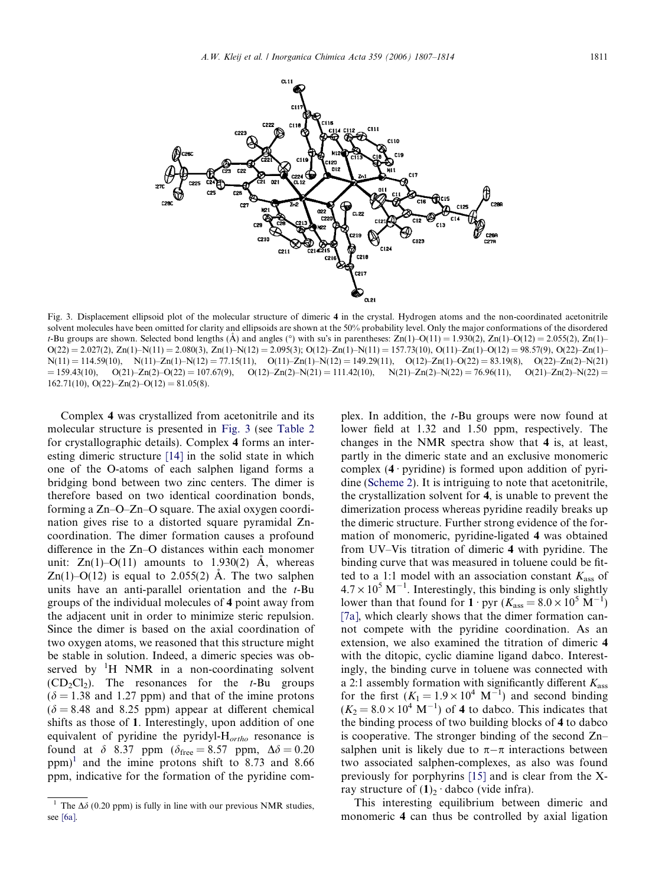Fig. 3. Displacement ellipsoid plot of the molecular structure of dimeric **4** in the crystal. Hydrogen atoms and the non-coordinated acetonitrile solvent molecules have been omitted for clarity and ellipsoids are shown at the 50% probability level. Only the major conformations of the disordered t-Bu groups are shown. Selected bond lengths (Å) and angles (°) with su's in parentheses: Zn(1)–O(11) = 1.930(2), Zn(1)–O(12) = 2.055(2), Zn(1)–O(22) = 2.027(2), Zn(1)–N(11) = 2.080(3), Zn(1)–N(12) = 2.095(3); O(12)–Zn(1)–N(11) = 157.73(10), O(11)–Zn(1)–O(12) = 98.57(9), O(22)–Zn(1)–N(11) = 114.59(10), N(11)–Zn(1)–N(12) = 77.15(11), O(11)–Zn(1)–N(12) = 149.29(11), O(12)–Zn(1)–O(22) = 83.19(8), O(22)–Zn(2)–N(21) = 159.43(10), O(21)–Zn(2)–O(22) = 107.67(9), O(12)–Zn(2)–N(21) = 111.42(10), N(21)–Zn(2)–N(22) = 76.96(11), O(21)–Zn(2)–N(22) = 162.71(10), O(22)–Zn(2)–O(12) = 81.05(8).

Complex **4** was crystallized from acetonitrile and its molecular structure is presented in Fig. 3 (see Table 2 for crystallographic details). Complex **4** forms an interesting dimeric structure [14] in the solid state in which one of the O-atoms of each salphen ligand forms a bridging bond between two zinc centers. The dimer is therefore based on two identical coordination bonds, forming a Zn–O–Zn–O square. The axial oxygen coordination gives rise to a distorted square pyramidal Zn-coordination. The dimer formation causes a profound difference in the Zn–O distances within each monomer unit: Zn(1)–O(11) amounts to 1.930(2) Å, whereas Zn(1)–O(12) is equal to 2.055(2) Å. The two salphen units have an anti-parallel orientation and the t-Bu groups of the individual molecules of **4** point away from the adjacent unit in order to minimize steric repulsion. Since the dimer is based on the axial coordination of two oxygen atoms, we reasoned that this structure might be stable in solution. Indeed, a dimeric species was observed by $^{1}H$ NMR in a non-coordinating solvent ($CD_2Cl_2$). The resonances for the t-Bu groups ($\delta = 1.38$ and 1.27 ppm) and that of the imine protons ($\delta = 8.48$ and 8.25 ppm) appear at different chemical shifts as those of **1**. Interestingly, upon addition of one equivalent of pyridine the pyridyl-$H_{ortho}$ resonance is found at $\delta$ 8.37 ppm ($\delta_{free} = 8.57$ ppm, $\Delta\delta = 0.20$ ppm)[1] and the imine protons shift to 8.73 and 8.66 ppm, indicative for the formation of the pyridine complex. In addition, the t-Bu groups were now found at lower field at 1.32 and 1.50 ppm, respectively. The changes in the NMR spectra show that **4** is, at least, partly in the dimeric state and an exclusive monomeric complex (**4** · pyridine) is formed upon addition of pyridine (Scheme 2). It is intriguing to note that acetonitrile, the crystallization solvent for **4**, is unable to prevent the dimerization process whereas pyridine readily breaks up the dimeric structure. Further strong evidence of the formation of monomeric, pyridine-ligated **4** was obtained from UV–Vis titration of dimeric **4** with pyridine. The binding curve that was measured in toluene could be fitted to a 1:1 model with an association constant $K_{ass}$ of $4.7 \times 10^{5}\ M^{-1}$. Interestingly, this binding is only slightly lower than that found for **1** · pyr ($K_{ass} = 8.0 \times 10^{5}\ M^{-1}$) [7a], which clearly shows that the dimer formation cannot compete with the pyridine coordination. As an extension, we also examined the titration of dimeric **4** with the ditopic, cyclic diamine ligand dabco. Interestingly, the binding curve in toluene was connected with a 2:1 assembly formation with significantly different $K_{ass}$ for the first ($K_1 = 1.9 \times 10^{4}\ M^{-1}$) and second binding ($K_2 = 8.0 \times 10^{4}\ M^{-1}$) of **4** to dabco. This indicates that the binding process of two building blocks of **4** to dabco is cooperative. The stronger binding of the second Zn–salphen unit is likely due to π–π interactions between two associated salphen-complexes, as also was found previously for porphyrins [15] and is clear from the X-ray structure of $(\mathbf{1})_2$ · dabco (vide infra).

This interesting equilibrium between dimeric and monomeric **4** can thus be controlled by axial ligation

[1] The $\Delta\delta$ (0.20 ppm) is fully in line with our previous NMR studies, see [6a].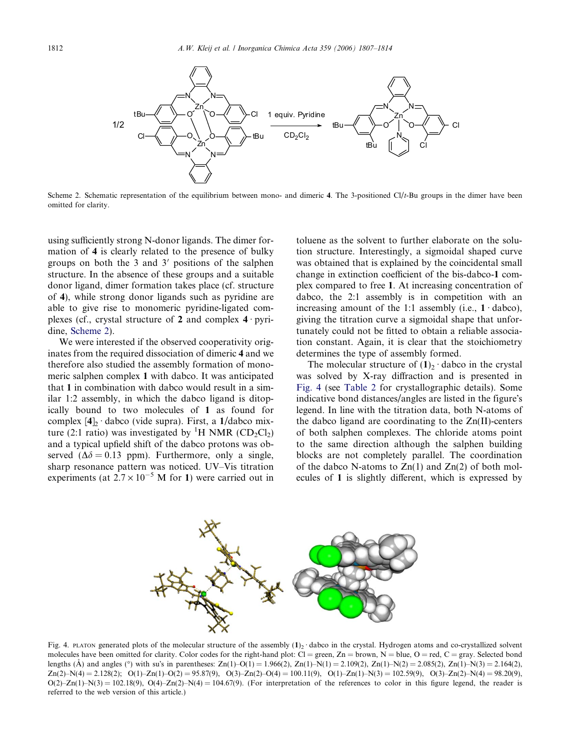Scheme 2. Schematic representation of the equilibrium between mono- and dimeric **4**. The 3-positioned Cl/*t*-Bu groups in the dimer have been omitted for clarity.

using sufficiently strong N-donor ligands. The dimer formation of **4** is clearly related to the presence of bulky groups on both the 3 and 3′ positions of the salphen structure. In the absence of these groups and a suitable donor ligand, dimer formation takes place (cf. structure of **4**), while strong donor ligands such as pyridine are able to give rise to monomeric pyridine-ligated complexes (cf., crystal structure of **2** and complex **4** · pyridine, Scheme 2).

We were interested if the observed cooperativity originates from the required dissociation of dimeric **4** and we therefore also studied the assembly formation of monomeric salphen complex **1** with dabco. It was anticipated that **1** in combination with dabco would result in a similar 1:2 assembly, in which the dabco ligand is ditopically bound to two molecules of **1** as found for complex $[\mathbf{4}]_2$ · dabco (vide supra). First, a **1**/dabco mixture (2:1 ratio) was investigated by $^1H$ NMR ($CD_2Cl_2$) and a typical upfield shift of the dabco protons was observed ($\Delta\delta = 0.13$ ppm). Furthermore, only a single, sharp resonance pattern was noticed. UV–Vis titration experiments (at $2.7 \times 10^{-5}$ M for **1**) were carried out in toluene as the solvent to further elaborate on the solution structure. Interestingly, a sigmoidal shaped curve was obtained that is explained by the coincidental small change in extinction coefficient of the bis-dabco-**1** complex compared to free **1**. At increasing concentration of dabco, the 2:1 assembly is in competition with an increasing amount of the 1:1 assembly (i.e., **1** · dabco), giving the titration curve a sigmoidal shape that unfortunately could not be fitted to obtain a reliable association constant. Again, it is clear that the stoichiometry determines the type of assembly formed.

The molecular structure of $(\mathbf{1})_2$ · dabco in the crystal was solved by X-ray diffraction and is presented in Fig. 4 (see Table 2 for crystallographic details). Some indicative bond distances/angles are listed in the figure's legend. In line with the titration data, both N-atoms of the dabco ligand are coordinating to the Zn(II)-centers of both salphen complexes. The chloride atoms point to the same direction although the salphen building blocks are not completely parallel. The coordination of the dabco N-atoms to Zn(1) and Zn(2) of both molecules of **1** is slightly different, which is expressed by

Fig. 4. PLATON generated plots of the molecular structure of the assembly $(\mathbf{1})_2$ · dabco in the crystal. Hydrogen atoms and co-crystallized solvent molecules have been omitted for clarity. Color codes for the right-hand plot: Cl = green, Zn = brown, N = blue, O = red, C = gray. Selected bond lengths (Å) and angles (°) with su's in parentheses: Zn(1)–O(1) = 1.966(2), Zn(1)–N(1) = 2.109(2), Zn(1)–N(2) = 2.085(2), Zn(1)–N(3) = 2.164(2), Zn(2)–N(4) = 2.128(2); O(1)–Zn(1)–O(2) = 95.87(9), O(3)–Zn(2)–O(4) = 100.11(9), O(1)–Zn(1)–N(3) = 102.59(9), O(3)–Zn(2)–N(4) = 98.20(9), O(2)–Zn(1)–N(3) = 102.18(9), O(4)–Zn(2)–N(4) = 104.67(9). (For interpretation of the references to color in this figure legend, the reader is referred to the web version of this article.)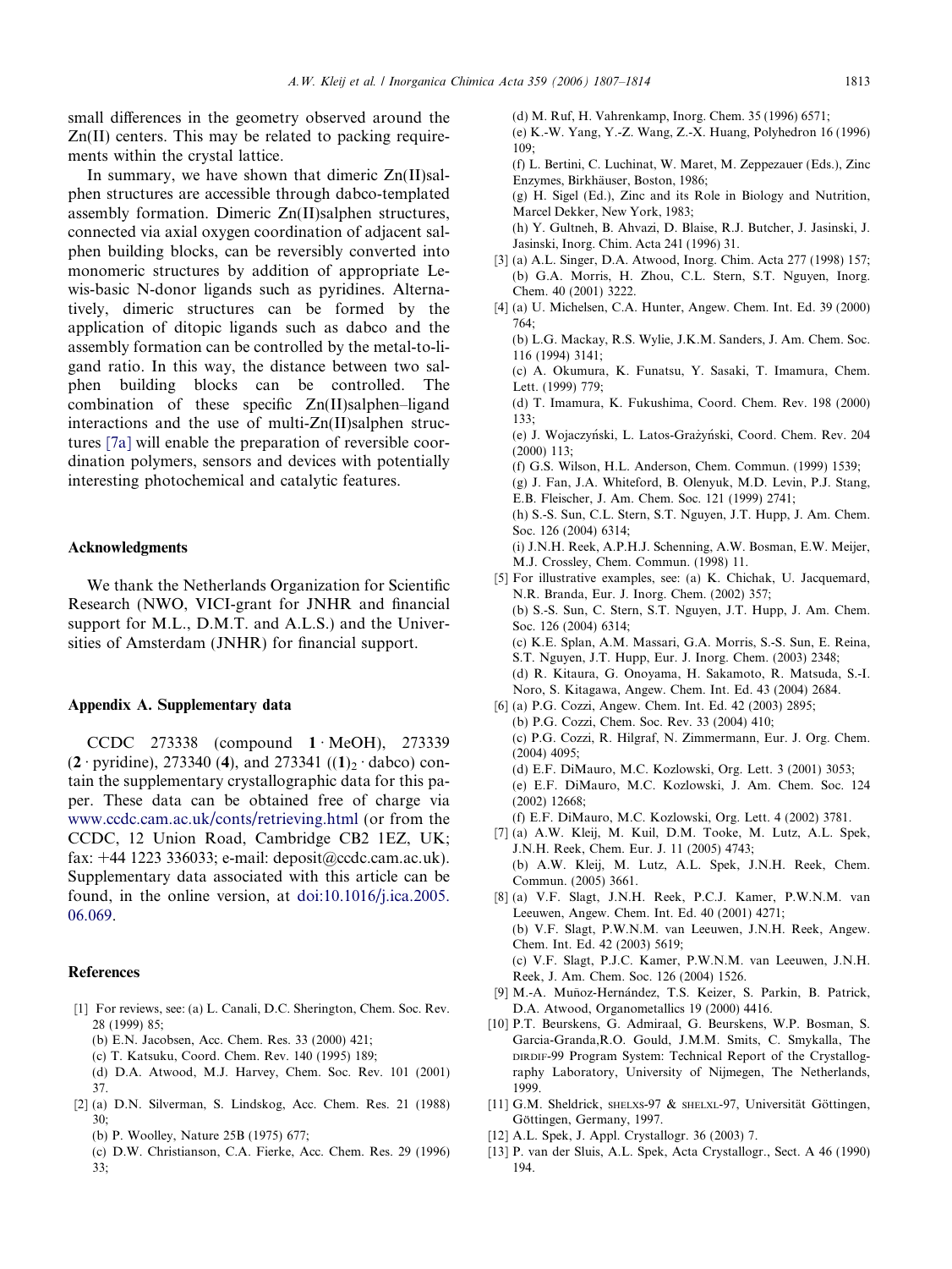small differences in the geometry observed around the Zn(II) centers. This may be related to packing requirements within the crystal lattice.

In summary, we have shown that dimeric Zn(II)salphen structures are accessible through dabco-templated assembly formation. Dimeric Zn(II)salphen structures, connected via axial oxygen coordination of adjacent salphen building blocks, can be reversibly converted into monomeric structures by addition of appropriate Lewis-basic N-donor ligands such as pyridines. Alternatively, dimeric structures can be formed by the application of ditopic ligands such as dabco and the assembly formation can be controlled by the metal-to-ligand ratio. In this way, the distance between two salphen building blocks can be controlled. The combination of these specific Zn(II)salphen–ligand interactions and the use of multi-Zn(II)salphen structures [7a] will enable the preparation of reversible coordination polymers, sensors and devices with potentially interesting photochemical and catalytic features.

## Acknowledgments

We thank the Netherlands Organization for Scientific Research (NWO, VICI-grant for JNHR and financial support for M.L., D.M.T. and A.L.S.) and the Universities of Amsterdam (JNHR) for financial support.

## Appendix A. Supplementary data

CCDC 273338 (compound **1** · MeOH), 273339 (**2** · pyridine), 273340 (**4**), and 273341 ($(\mathbf{1})_2$ · dabco) contain the supplementary crystallographic data for this paper. These data can be obtained free of charge via www.ccdc.cam.ac.uk/conts/retrieving.html (or from the CCDC, 12 Union Road, Cambridge CB2 1EZ, UK; fax: +44 1223 336033; e-mail: deposit@ccdc.cam.ac.uk). Supplementary data associated with this article can be found, in the online version, at doi:10.1016/j.ica.2005.06.069.

## References

[1] For reviews, see: (a) L. Canali, D.C. Sherington, Chem. Soc. Rev. 28 (1999) 85;
(b) E.N. Jacobsen, Acc. Chem. Res. 33 (2000) 421;
(c) T. Katsuku, Coord. Chem. Rev. 140 (1995) 189;
(d) D.A. Atwood, M.J. Harvey, Chem. Soc. Rev. 101 (2001) 37.

[2] (a) D.N. Silverman, S. Lindskog, Acc. Chem. Res. 21 (1988) 30;
(b) P. Woolley, Nature 25B (1975) 677;
(c) D.W. Christianson, C.A. Fierke, Acc. Chem. Res. 29 (1996) 33;
(d) M. Ruf, H. Vahrenkamp, Inorg. Chem. 35 (1996) 6571;
(e) K.-W. Yang, Y.-Z. Wang, Z.-X. Huang, Polyhedron 16 (1996) 109;
(f) L. Bertini, C. Luchinat, W. Maret, M. Zeppezauer (Eds.), Zinc Enzymes, Birkhäuser, Boston, 1986;
(g) H. Sigel (Ed.), Zinc and its Role in Biology and Nutrition, Marcel Dekker, New York, 1983;
(h) Y. Gultneh, B. Ahvazi, D. Blaise, R.J. Butcher, J. Jasinski, J. Jasinski, Inorg. Chim. Acta 241 (1996) 31.

[3] (a) A.L. Singer, D.A. Atwood, Inorg. Chim. Acta 277 (1998) 157;
(b) G.A. Morris, H. Zhou, C.L. Stern, S.T. Nguyen, Inorg. Chem. 40 (2001) 3222.

[4] (a) U. Michelsen, C.A. Hunter, Angew. Chem. Int. Ed. 39 (2000) 764;
(b) L.G. Mackay, R.S. Wylie, J.K.M. Sanders, J. Am. Chem. Soc. 116 (1994) 3141;
(c) A. Okumura, K. Funatsu, Y. Sasaki, T. Imamura, Chem. Lett. (1999) 779;
(d) T. Imamura, K. Fukushima, Coord. Chem. Rev. 198 (2000) 133;
(e) J. Wojaczyński, L. Latos-Grażyński, Coord. Chem. Rev. 204 (2000) 113;
(f) G.S. Wilson, H.L. Anderson, Chem. Commun. (1999) 1539;
(g) J. Fan, J.A. Whiteford, B. Olenyuk, M.D. Levin, P.J. Stang, E.B. Fleischer, J. Am. Chem. Soc. 121 (1999) 2741;
(h) S.-S. Sun, C.L. Stern, S.T. Nguyen, J.T. Hupp, J. Am. Chem. Soc. 126 (2004) 6314;
(i) J.N.H. Reek, A.P.H.J. Schenning, A.W. Bosman, E.W. Meijer, M.J. Crossley, Chem. Commun. (1998) 11.

[5] For illustrative examples, see: (a) K. Chichak, U. Jacquemard, N.R. Branda, Eur. J. Inorg. Chem. (2002) 357;
(b) S.-S. Sun, C. Stern, S.T. Nguyen, J.T. Hupp, J. Am. Chem. Soc. 126 (2004) 6314;
(c) K.E. Splan, A.M. Massari, G.A. Morris, S.-S. Sun, E. Reina, S.T. Nguyen, J.T. Hupp, Eur. J. Inorg. Chem. (2003) 2348;
(d) R. Kitaura, G. Onoyama, H. Sakamoto, R. Matsuda, S.-I. Noro, S. Kitagawa, Angew. Chem. Int. Ed. 43 (2004) 2684.

[6] (a) P.G. Cozzi, Angew. Chem. Int. Ed. 42 (2003) 2895;
(b) P.G. Cozzi, Chem. Soc. Rev. 33 (2004) 410;
(c) P.G. Cozzi, R. Hilgraf, N. Zimmermann, Eur. J. Org. Chem. (2004) 4095;
(d) E.F. DiMauro, M.C. Kozlowski, Org. Lett. 3 (2001) 3053;
(e) E.F. DiMauro, M.C. Kozlowski, J. Am. Chem. Soc. 124 (2002) 12668;
(f) E.F. DiMauro, M.C. Kozlowski, Org. Lett. 4 (2002) 3781.

[7] (a) A.W. Kleij, M. Kuil, D.M. Tooke, M. Lutz, A.L. Spek, J.N.H. Reek, Chem. Eur. J. 11 (2005) 4743;
(b) A.W. Kleij, M. Lutz, A.L. Spek, J.N.H. Reek, Chem. Commun. (2005) 3661.

[8] (a) V.F. Slagt, J.N.H. Reek, P.C.J. Kamer, P.W.N.M. van Leeuwen, Angew. Chem. Int. Ed. 40 (2001) 4271;
(b) V.F. Slagt, P.W.N.M. van Leeuwen, J.N.H. Reek, Angew. Chem. Int. Ed. 42 (2003) 5619;
(c) V.F. Slagt, P.J.C. Kamer, P.W.N.M. van Leeuwen, J.N.H. Reek, J. Am. Chem. Soc. 126 (2004) 1526.

[9] M.-A. Muñoz-Hernández, T.S. Keizer, S. Parkin, B. Patrick, D.A. Atwood, Organometallics 19 (2000) 4416.

[10] P.T. Beurskens, G. Admiraal, G. Beurskens, W.P. Bosman, S. Garcia-Granda,R.O. Gould, J.M.M. Smits, C. Smykalla, The DIRDIF-99 Program System: Technical Report of the Crystallography Laboratory, University of Nijmegen, The Netherlands, 1999.

[11] G.M. Sheldrick, SHELXS-97 & SHELXL-97, Universität Göttingen, Göttingen, Germany, 1997.

[12] A.L. Spek, J. Appl. Crystallogr. 36 (2003) 7.

[13] P. van der Sluis, A.L. Spek, Acta Crystallogr., Sect. A 46 (1990) 194.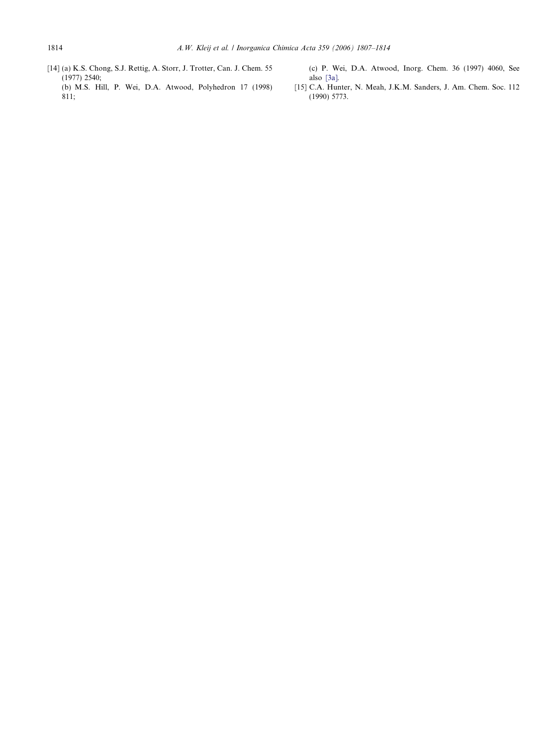[14] (a) K.S. Chong, S.J. Rettig, A. Storr, J. Trotter, Can. J. Chem. 55 (1977) 2540;
(b) M.S. Hill, P. Wei, D.A. Atwood, Polyhedron 17 (1998) 811;
(c) P. Wei, D.A. Atwood, Inorg. Chem. 36 (1997) 4060, See also [3a].

[15] C.A. Hunter, N. Meah, J.K.M. Sanders, J. Am. Chem. Soc. 112 (1990) 5773.